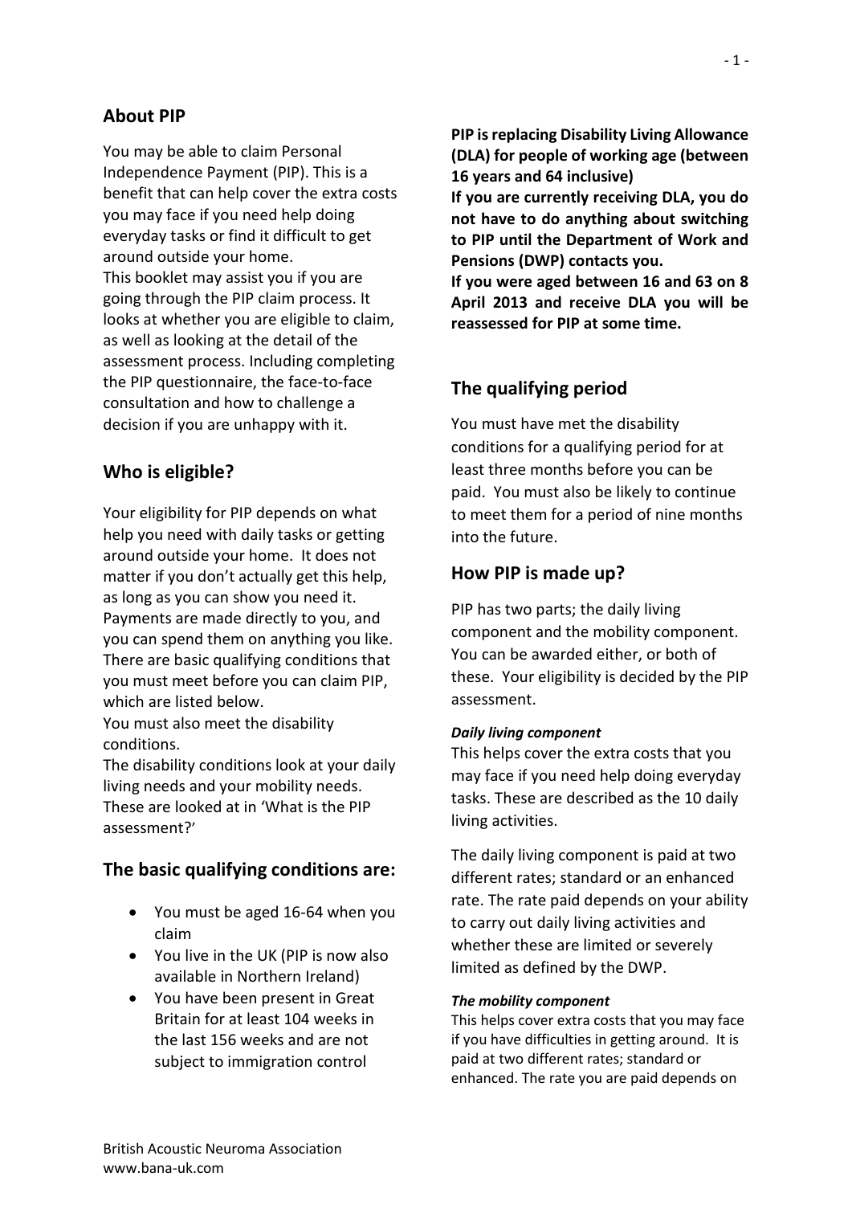## About PIP

You may be able to claim Personal Independence Payment (PIP). This is a benefit that can help cover the extra costs you may face if you need help doing everyday tasks or find it difficult to get around outside your home.
This booklet may assist you if you are going through the PIP claim process. It looks at whether you are eligible to claim, as well as looking at the detail of the assessment process. Including completing the PIP questionnaire, the face-to-face consultation and how to challenge a decision if you are unhappy with it.

## Who is eligible?

Your eligibility for PIP depends on what help you need with daily tasks or getting around outside your home. It does not matter if you don't actually get this help, as long as you can show you need it. Payments are made directly to you, and you can spend them on anything you like.
There are basic qualifying conditions that you must meet before you can claim PIP, which are listed below.
You must also meet the disability conditions.
The disability conditions look at your daily living needs and your mobility needs. These are looked at in 'What is the PIP assessment?'

## The basic qualifying conditions are:

- You must be aged 16-64 when you claim
- You live in the UK (PIP is now also available in Northern Ireland)
- You have been present in Great Britain for at least 104 weeks in the last 156 weeks and are not subject to immigration control

**PIP is replacing Disability Living Allowance (DLA) for people of working age (between 16 years and 64 inclusive)**
**If you are currently receiving DLA, you do not have to do anything about switching to PIP until the Department of Work and Pensions (DWP) contacts you.**
**If you were aged between 16 and 63 on 8 April 2013 and receive DLA you will be reassessed for PIP at some time.**

## The qualifying period

You must have met the disability conditions for a qualifying period for at least three months before you can be paid. You must also be likely to continue to meet them for a period of nine months into the future.

## How PIP is made up?

PIP has two parts; the daily living component and the mobility component. You can be awarded either, or both of these. Your eligibility is decided by the PIP assessment.

***Daily living component***

This helps cover the extra costs that you may face if you need help doing everyday tasks. These are described as the 10 daily living activities.

The daily living component is paid at two different rates; standard or an enhanced rate. The rate paid depends on your ability to carry out daily living activities and whether these are limited or severely limited as defined by the DWP.

***The mobility component***

This helps cover extra costs that you may face if you have difficulties in getting around. It is paid at two different rates; standard or enhanced. The rate you are paid depends on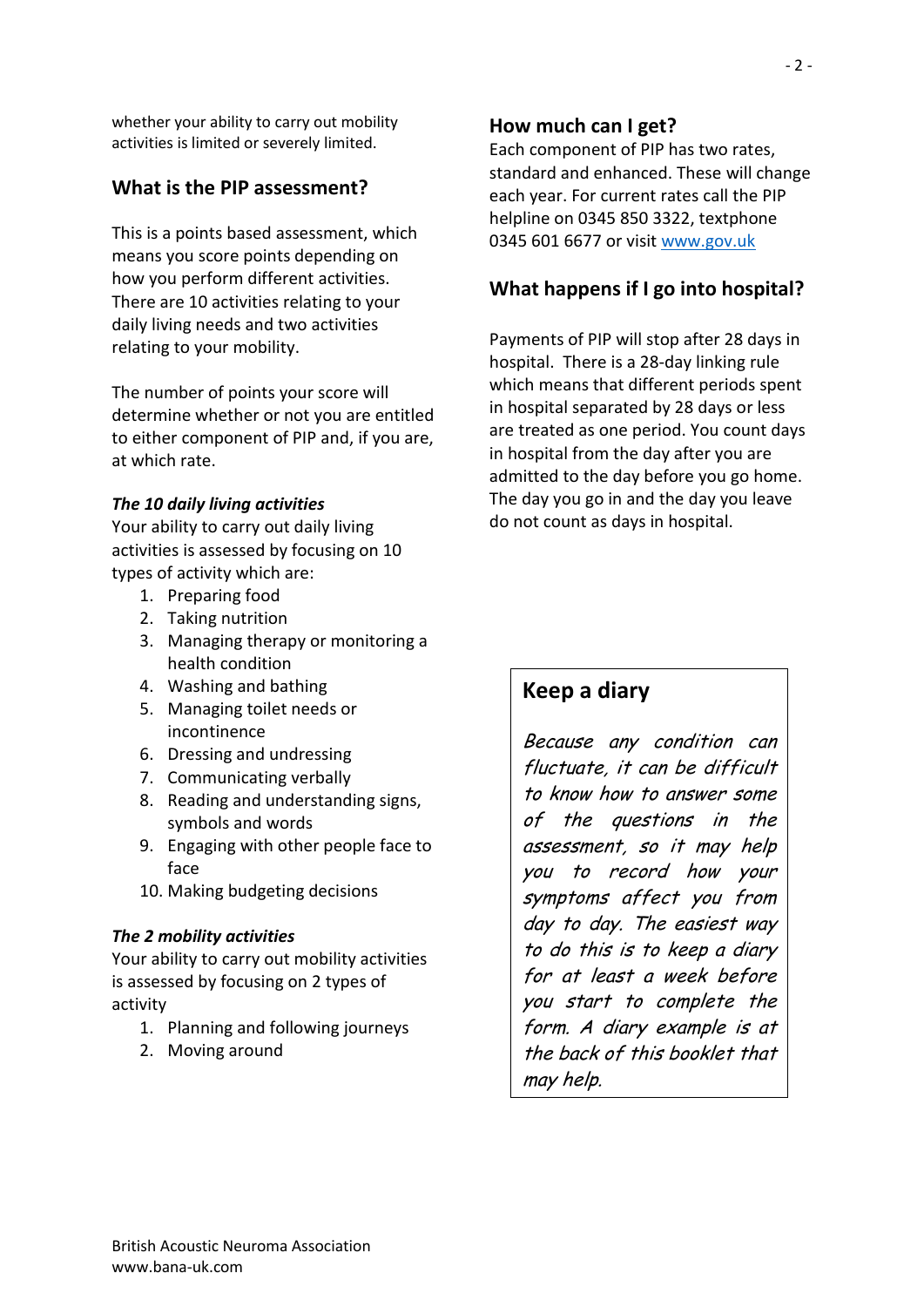whether your ability to carry out mobility activities is limited or severely limited.

## What is the PIP assessment?

This is a points based assessment, which means you score points depending on how you perform different activities. There are 10 activities relating to your daily living needs and two activities relating to your mobility.

The number of points your score will determine whether or not you are entitled to either component of PIP and, if you are, at which rate.

***The 10 daily living activities***

Your ability to carry out daily living activities is assessed by focusing on 10 types of activity which are:

1. Preparing food
2. Taking nutrition
3. Managing therapy or monitoring a health condition
4. Washing and bathing
5. Managing toilet needs or incontinence
6. Dressing and undressing
7. Communicating verbally
8. Reading and understanding signs, symbols and words
9. Engaging with other people face to face
10. Making budgeting decisions

***The 2 mobility activities***

Your ability to carry out mobility activities is assessed by focusing on 2 types of activity

1. Planning and following journeys
2. Moving around

## How much can I get?

Each component of PIP has two rates, standard and enhanced. These will change each year. For current rates call the PIP helpline on 0345 850 3322, textphone 0345 601 6677 or visit [www.gov.uk](www.gov.uk)

## What happens if I go into hospital?

Payments of PIP will stop after 28 days in hospital. There is a 28-day linking rule which means that different periods spent in hospital separated by 28 days or less are treated as one period. You count days in hospital from the day after you are admitted to the day before you go home. The day you go in and the day you leave do not count as days in hospital.

## Keep a diary

*Because any condition can fluctuate, it can be difficult to know how to answer some of the questions in the assessment, so it may help you to record how your symptoms affect you from day to day. The easiest way to do this is to keep a diary for at least a week before you start to complete the form. A diary example is at the back of this booklet that may help.*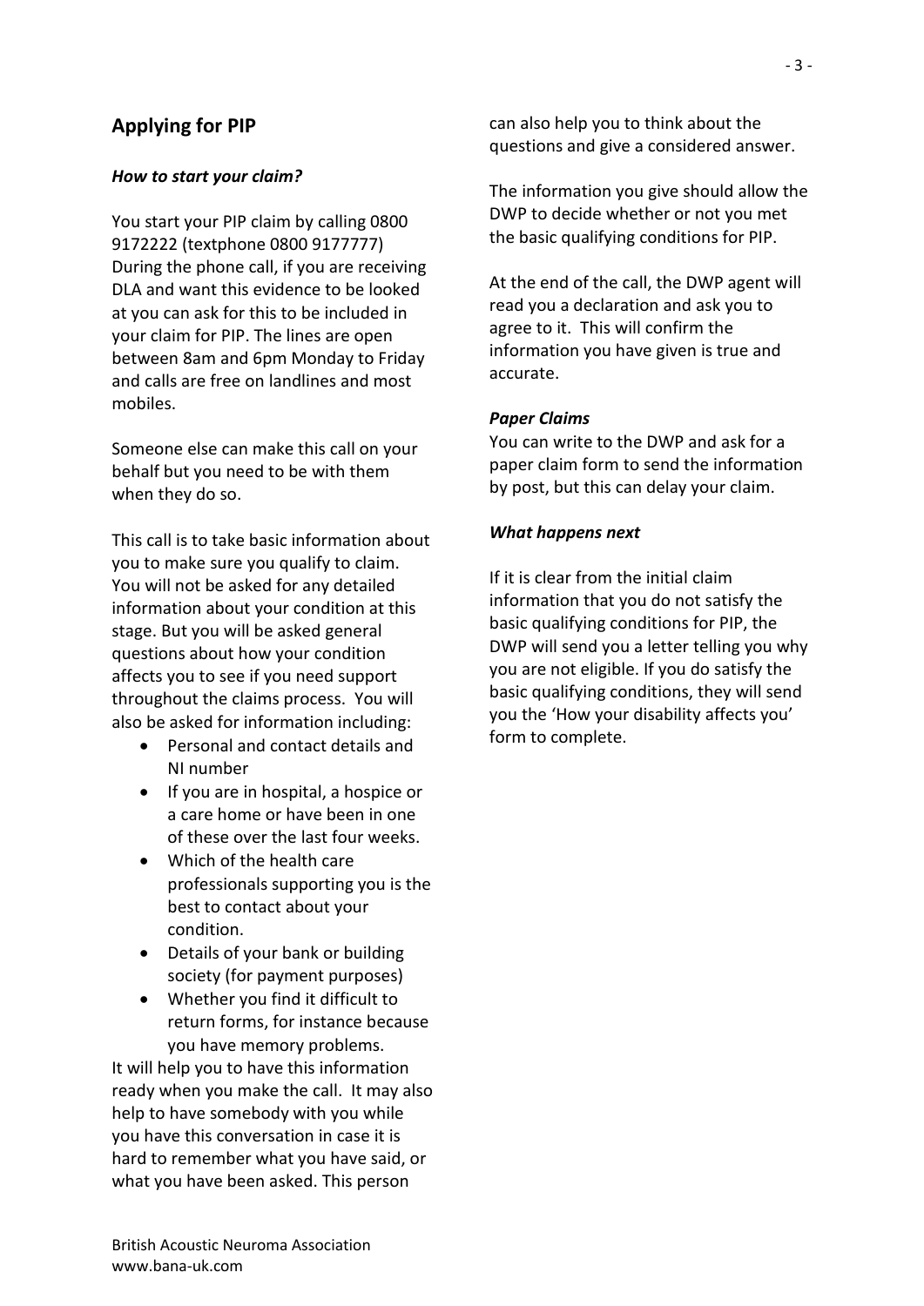## Applying for PIP

### *How to start your claim?*

You start your PIP claim by calling 0800 9172222 (textphone 0800 9177777) During the phone call, if you are receiving DLA and want this evidence to be looked at you can ask for this to be included in your claim for PIP. The lines are open between 8am and 6pm Monday to Friday and calls are free on landlines and most mobiles.

Someone else can make this call on your behalf but you need to be with them when they do so.

This call is to take basic information about you to make sure you qualify to claim. You will not be asked for any detailed information about your condition at this stage. But you will be asked general questions about how your condition affects you to see if you need support throughout the claims process. You will also be asked for information including:

- Personal and contact details and NI number
- If you are in hospital, a hospice or a care home or have been in one of these over the last four weeks.
- Which of the health care professionals supporting you is the best to contact about your condition.
- Details of your bank or building society (for payment purposes)
- Whether you find it difficult to return forms, for instance because you have memory problems.

It will help you to have this information ready when you make the call. It may also help to have somebody with you while you have this conversation in case it is hard to remember what you have said, or what you have been asked. This person can also help you to think about the questions and give a considered answer.

The information you give should allow the DWP to decide whether or not you met the basic qualifying conditions for PIP.

At the end of the call, the DWP agent will read you a declaration and ask you to agree to it. This will confirm the information you have given is true and accurate.

### *Paper Claims*

You can write to the DWP and ask for a paper claim form to send the information by post, but this can delay your claim.

### *What happens next*

If it is clear from the initial claim information that you do not satisfy the basic qualifying conditions for PIP, the DWP will send you a letter telling you why you are not eligible. If you do satisfy the basic qualifying conditions, they will send you the 'How your disability affects you' form to complete.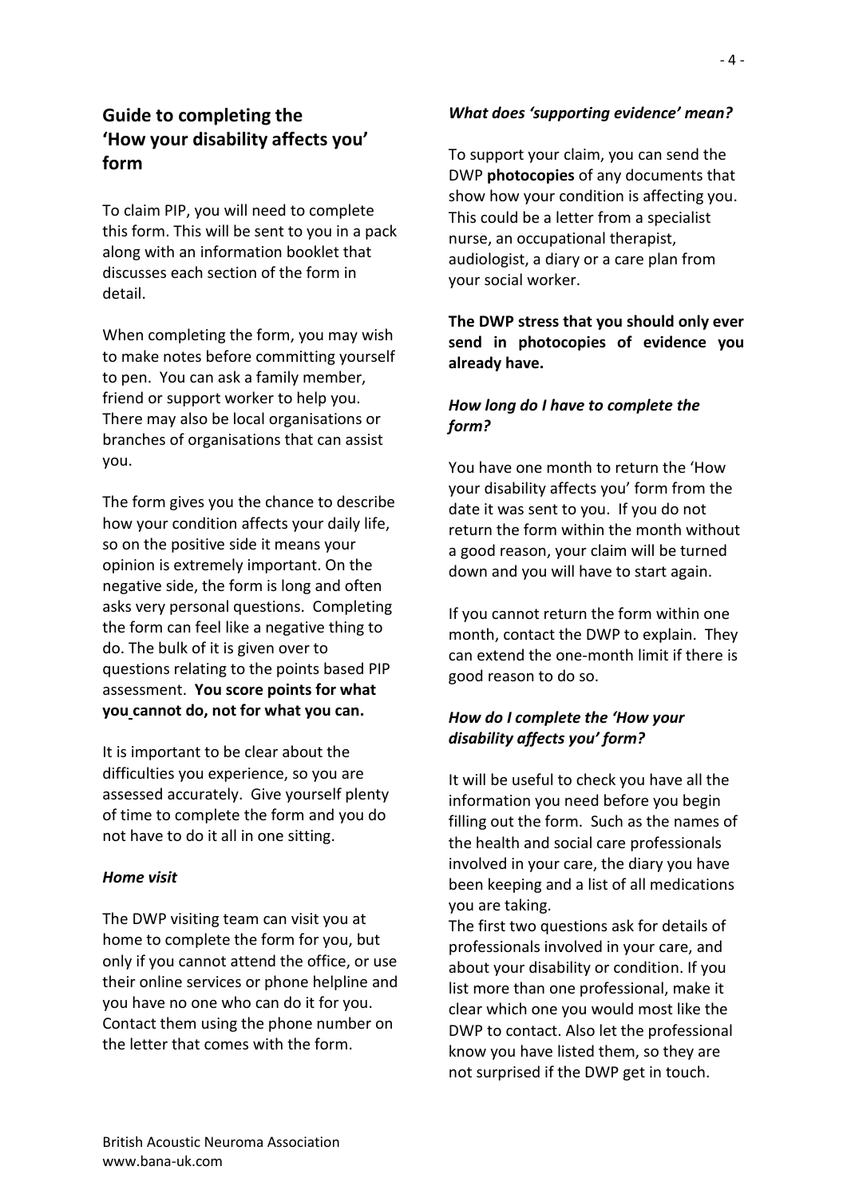## Guide to completing the 'How your disability affects you' form

To claim PIP, you will need to complete this form. This will be sent to you in a pack along with an information booklet that discusses each section of the form in detail.

When completing the form, you may wish to make notes before committing yourself to pen. You can ask a family member, friend or support worker to help you. There may also be local organisations or branches of organisations that can assist you.

The form gives you the chance to describe how your condition affects your daily life, so on the positive side it means your opinion is extremely important. On the negative side, the form is long and often asks very personal questions. Completing the form can feel like a negative thing to do. The bulk of it is given over to questions relating to the points based PIP assessment. **You score points for what you cannot do, not for what you can.**

It is important to be clear about the difficulties you experience, so you are assessed accurately. Give yourself plenty of time to complete the form and you do not have to do it all in one sitting.

***Home visit***

The DWP visiting team can visit you at home to complete the form for you, but only if you cannot attend the office, or use their online services or phone helpline and you have no one who can do it for you. Contact them using the phone number on the letter that comes with the form.

***What does 'supporting evidence' mean?***

To support your claim, you can send the DWP **photocopies** of any documents that show how your condition is affecting you. This could be a letter from a specialist nurse, an occupational therapist, audiologist, a diary or a care plan from your social worker.

**The DWP stress that you should only ever send in photocopies of evidence you already have.**

***How long do I have to complete the form?***

You have one month to return the 'How your disability affects you' form from the date it was sent to you. If you do not return the form within the month without a good reason, your claim will be turned down and you will have to start again.

If you cannot return the form within one month, contact the DWP to explain. They can extend the one-month limit if there is good reason to do so.

***How do I complete the 'How your disability affects you' form?***

It will be useful to check you have all the information you need before you begin filling out the form. Such as the names of the health and social care professionals involved in your care, the diary you have been keeping and a list of all medications you are taking.

The first two questions ask for details of professionals involved in your care, and about your disability or condition. If you list more than one professional, make it clear which one you would most like the DWP to contact. Also let the professional know you have listed them, so they are not surprised if the DWP get in touch.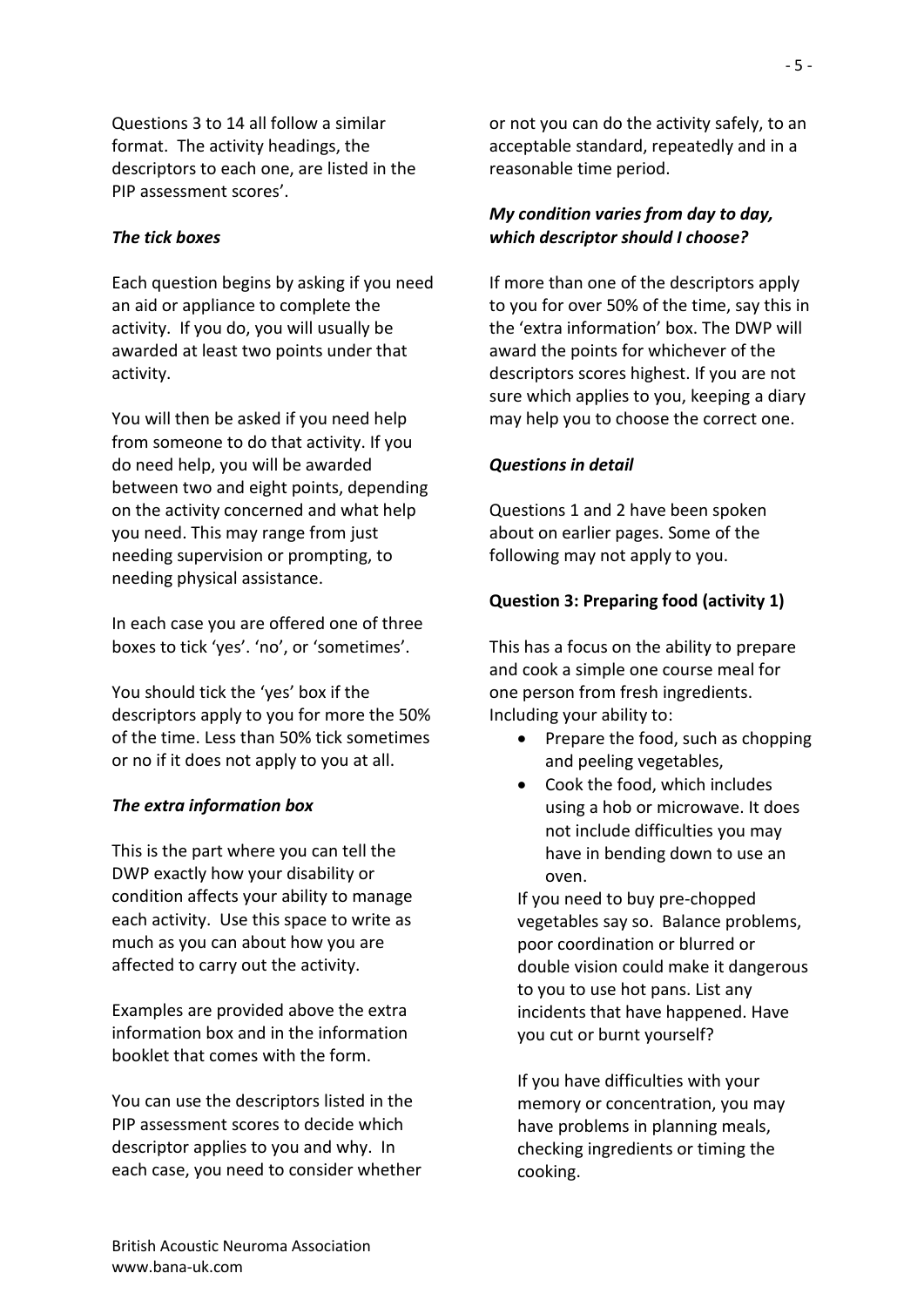Questions 3 to 14 all follow a similar format. The activity headings, the descriptors to each one, are listed in the PIP assessment scores'.

*The tick boxes*

Each question begins by asking if you need an aid or appliance to complete the activity. If you do, you will usually be awarded at least two points under that activity.

You will then be asked if you need help from someone to do that activity. If you do need help, you will be awarded between two and eight points, depending on the activity concerned and what help you need. This may range from just needing supervision or prompting, to needing physical assistance.

In each case you are offered one of three boxes to tick 'yes'. 'no', or 'sometimes'.

You should tick the 'yes' box if the descriptors apply to you for more the 50% of the time. Less than 50% tick sometimes or no if it does not apply to you at all.

*The extra information box*

This is the part where you can tell the DWP exactly how your disability or condition affects your ability to manage each activity. Use this space to write as much as you can about how you are affected to carry out the activity.

Examples are provided above the extra information box and in the information booklet that comes with the form.

You can use the descriptors listed in the PIP assessment scores to decide which descriptor applies to you and why. In each case, you need to consider whether or not you can do the activity safely, to an acceptable standard, repeatedly and in a reasonable time period.

***My condition varies from day to day, which descriptor should I choose?***

If more than one of the descriptors apply to you for over 50% of the time, say this in the 'extra information' box. The DWP will award the points for whichever of the descriptors scores highest. If you are not sure which applies to you, keeping a diary may help you to choose the correct one.

***Questions in detail***

Questions 1 and 2 have been spoken about on earlier pages. Some of the following may not apply to you.

**Question 3: Preparing food (activity 1)**

This has a focus on the ability to prepare and cook a simple one course meal for one person from fresh ingredients. Including your ability to:

- Prepare the food, such as chopping and peeling vegetables,
- Cook the food, which includes using a hob or microwave. It does not include difficulties you may have in bending down to use an oven.

If you need to buy pre-chopped vegetables say so. Balance problems, poor coordination or blurred or double vision could make it dangerous to you to use hot pans. List any incidents that have happened. Have you cut or burnt yourself?

If you have difficulties with your memory or concentration, you may have problems in planning meals, checking ingredients or timing the cooking.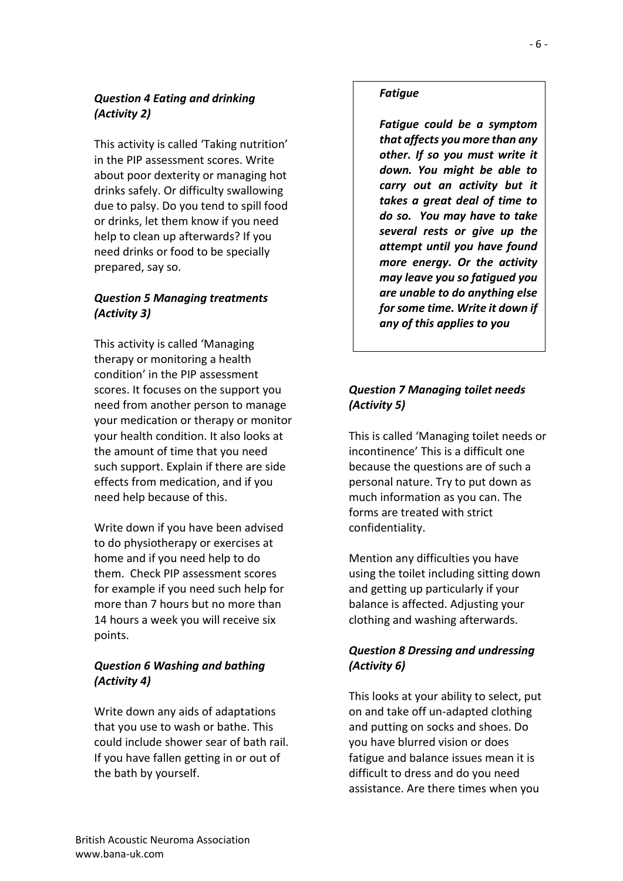### *Question 4 Eating and drinking (Activity 2)*

This activity is called 'Taking nutrition' in the PIP assessment scores. Write about poor dexterity or managing hot drinks safely. Or difficulty swallowing due to palsy. Do you tend to spill food or drinks, let them know if you need help to clean up afterwards? If you need drinks or food to be specially prepared, say so.

### *Question 5 Managing treatments (Activity 3)*

This activity is called 'Managing therapy or monitoring a health condition' in the PIP assessment scores. It focuses on the support you need from another person to manage your medication or therapy or monitor your health condition. It also looks at the amount of time that you need such support. Explain if there are side effects from medication, and if you need help because of this.

Write down if you have been advised to do physiotherapy or exercises at home and if you need help to do them. Check PIP assessment scores for example if you need such help for more than 7 hours but no more than 14 hours a week you will receive six points.

### *Question 6 Washing and bathing (Activity 4)*

Write down any aids of adaptations that you use to wash or bathe. This could include shower sear of bath rail. If you have fallen getting in or out of the bath by yourself.

> ***Fatigue***
>
> ***Fatigue could be a symptom that affects you more than any other. If so you must write it down. You might be able to carry out an activity but it takes a great deal of time to do so. You may have to take several rests or give up the attempt until you have found more energy. Or the activity may leave you so fatigued you are unable to do anything else for some time. Write it down if any of this applies to you***

### *Question 7 Managing toilet needs (Activity 5)*

This is called 'Managing toilet needs or incontinence' This is a difficult one because the questions are of such a personal nature. Try to put down as much information as you can. The forms are treated with strict confidentiality.

Mention any difficulties you have using the toilet including sitting down and getting up particularly if your balance is affected. Adjusting your clothing and washing afterwards.

### *Question 8 Dressing and undressing (Activity 6)*

This looks at your ability to select, put on and take off un-adapted clothing and putting on socks and shoes. Do you have blurred vision or does fatigue and balance issues mean it is difficult to dress and do you need assistance. Are there times when you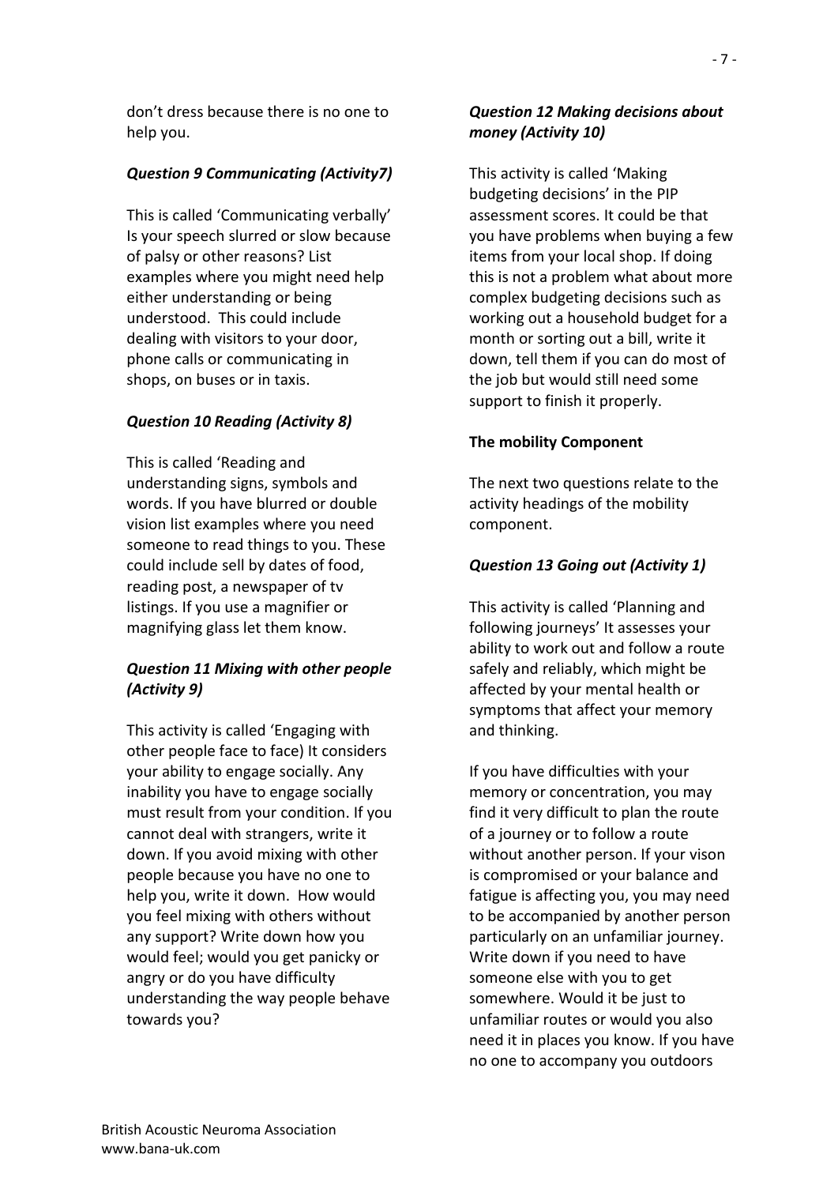don't dress because there is no one to help you.

***Question 9 Communicating (Activity7)***

This is called 'Communicating verbally' Is your speech slurred or slow because of palsy or other reasons? List examples where you might need help either understanding or being understood. This could include dealing with visitors to your door, phone calls or communicating in shops, on buses or in taxis.

***Question 10 Reading (Activity 8)***

This is called 'Reading and understanding signs, symbols and words. If you have blurred or double vision list examples where you need someone to read things to you. These could include sell by dates of food, reading post, a newspaper of tv listings. If you use a magnifier or magnifying glass let them know.

***Question 11 Mixing with other people (Activity 9)***

This activity is called 'Engaging with other people face to face) It considers your ability to engage socially. Any inability you have to engage socially must result from your condition. If you cannot deal with strangers, write it down. If you avoid mixing with other people because you have no one to help you, write it down. How would you feel mixing with others without any support? Write down how you would feel; would you get panicky or angry or do you have difficulty understanding the way people behave towards you?

***Question 12 Making decisions about money (Activity 10)***

This activity is called 'Making budgeting decisions' in the PIP assessment scores. It could be that you have problems when buying a few items from your local shop. If doing this is not a problem what about more complex budgeting decisions such as working out a household budget for a month or sorting out a bill, write it down, tell them if you can do most of the job but would still need some support to finish it properly.

**The mobility Component**

The next two questions relate to the activity headings of the mobility component.

***Question 13 Going out (Activity 1)***

This activity is called 'Planning and following journeys' It assesses your ability to work out and follow a route safely and reliably, which might be affected by your mental health or symptoms that affect your memory and thinking.

If you have difficulties with your memory or concentration, you may find it very difficult to plan the route of a journey or to follow a route without another person. If your vison is compromised or your balance and fatigue is affecting you, you may need to be accompanied by another person particularly on an unfamiliar journey. Write down if you need to have someone else with you to get somewhere. Would it be just to unfamiliar routes or would you also need it in places you know. If you have no one to accompany you outdoors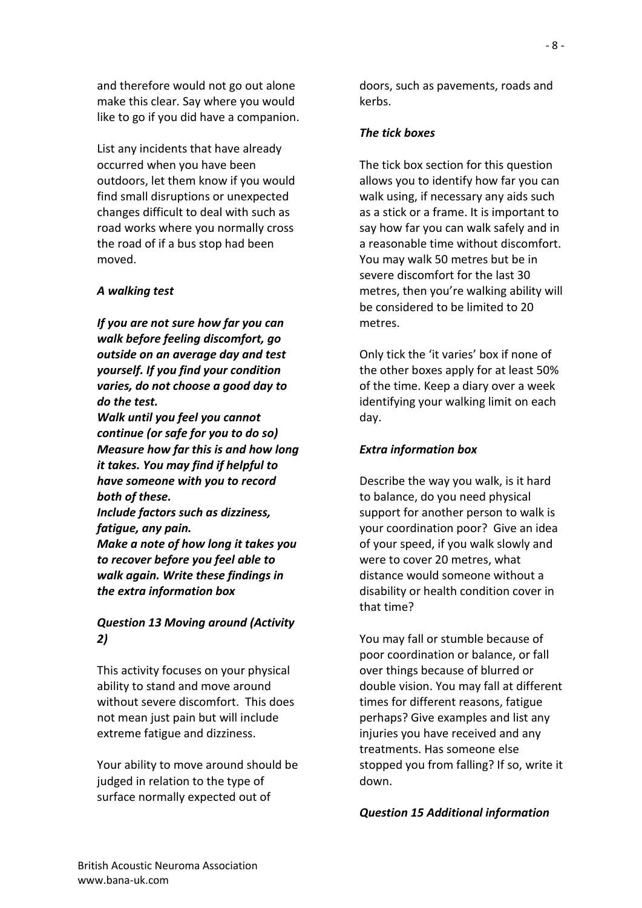and therefore would not go out alone make this clear. Say where you would like to go if you did have a companion.

List any incidents that have already occurred when you have been outdoors, let them know if you would find small disruptions or unexpected changes difficult to deal with such as road works where you normally cross the road of if a bus stop had been moved.

***A walking test***

***If you are not sure how far you can walk before feeling discomfort, go outside on an average day and test yourself. If you find your condition varies, do not choose a good day to do the test.***
***Walk until you feel you cannot continue (or safe for you to do so) Measure how far this is and how long it takes. You may find if helpful to have someone with you to record both of these.***
***Include factors such as dizziness, fatigue, any pain.***
***Make a note of how long it takes you to recover before you feel able to walk again. Write these findings in the extra information box***

***Question 13 Moving around (Activity 2)***

This activity focuses on your physical ability to stand and move around without severe discomfort. This does not mean just pain but will include extreme fatigue and dizziness.

Your ability to move around should be judged in relation to the type of surface normally expected out of doors, such as pavements, roads and kerbs.

***The tick boxes***

The tick box section for this question allows you to identify how far you can walk using, if necessary any aids such as a stick or a frame. It is important to say how far you can walk safely and in a reasonable time without discomfort. You may walk 50 metres but be in severe discomfort for the last 30 metres, then you're walking ability will be considered to be limited to 20 metres.

Only tick the 'it varies' box if none of the other boxes apply for at least 50% of the time. Keep a diary over a week identifying your walking limit on each day.

***Extra information box***

Describe the way you walk, is it hard to balance, do you need physical support for another person to walk is your coordination poor? Give an idea of your speed, if you walk slowly and were to cover 20 metres, what distance would someone without a disability or health condition cover in that time?

You may fall or stumble because of poor coordination or balance, or fall over things because of blurred or double vision. You may fall at different times for different reasons, fatigue perhaps? Give examples and list any injuries you have received and any treatments. Has someone else stopped you from falling? If so, write it down.

***Question 15 Additional information***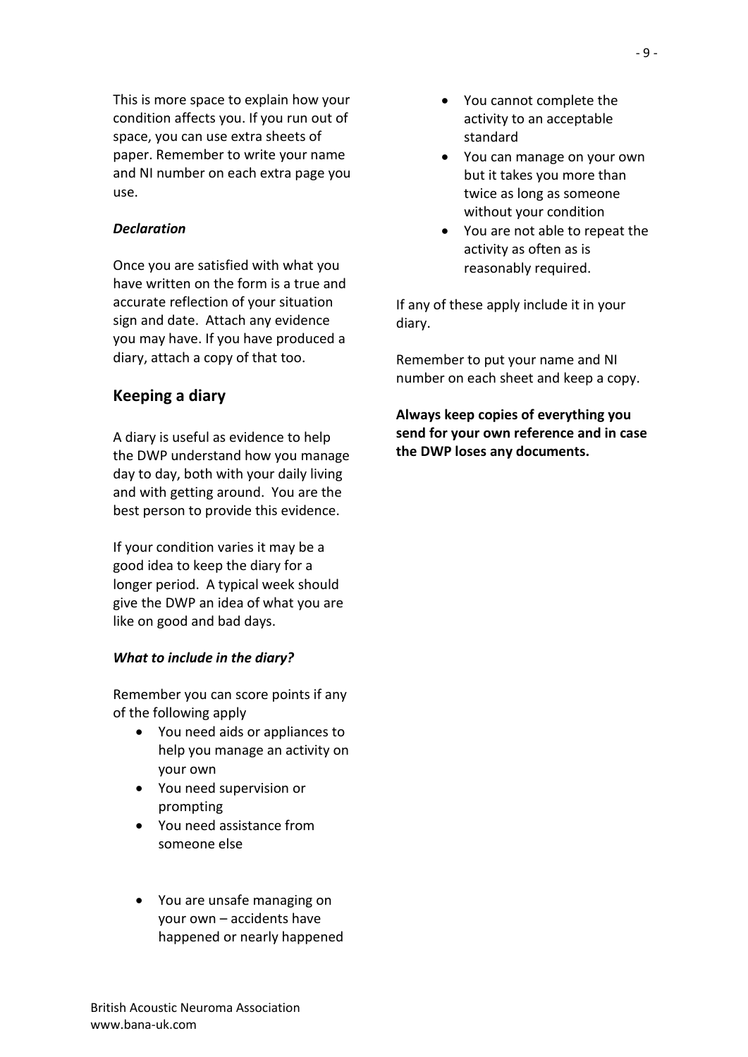This is more space to explain how your condition affects you. If you run out of space, you can use extra sheets of paper. Remember to write your name and NI number on each extra page you use.

***Declaration***

Once you are satisfied with what you have written on the form is a true and accurate reflection of your situation sign and date. Attach any evidence you may have. If you have produced a diary, attach a copy of that too.

## Keeping a diary

A diary is useful as evidence to help the DWP understand how you manage day to day, both with your daily living and with getting around. You are the best person to provide this evidence.

If your condition varies it may be a good idea to keep the diary for a longer period. A typical week should give the DWP an idea of what you are like on good and bad days.

***What to include in the diary?***

Remember you can score points if any of the following apply

- You need aids or appliances to help you manage an activity on your own
- You need supervision or prompting
- You need assistance from someone else
- You are unsafe managing on your own – accidents have happened or nearly happened
- You cannot complete the activity to an acceptable standard
- You can manage on your own but it takes you more than twice as long as someone without your condition
- You are not able to repeat the activity as often as is reasonably required.

If any of these apply include it in your diary.

Remember to put your name and NI number on each sheet and keep a copy.

**Always keep copies of everything you send for your own reference and in case the DWP loses any documents.**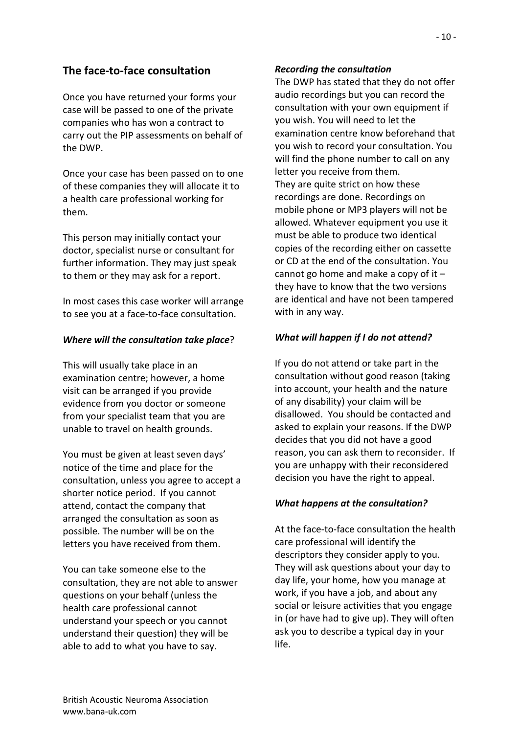## The face-to-face consultation

Once you have returned your forms your case will be passed to one of the private companies who has won a contract to carry out the PIP assessments on behalf of the DWP.

Once your case has been passed on to one of these companies they will allocate it to a health care professional working for them.

This person may initially contact your doctor, specialist nurse or consultant for further information. They may just speak to them or they may ask for a report.

In most cases this case worker will arrange to see you at a face-to-face consultation.

### *Where will the consultation take place*?

This will usually take place in an examination centre; however, a home visit can be arranged if you provide evidence from you doctor or someone from your specialist team that you are unable to travel on health grounds.

You must be given at least seven days' notice of the time and place for the consultation, unless you agree to accept a shorter notice period. If you cannot attend, contact the company that arranged the consultation as soon as possible. The number will be on the letters you have received from them.

You can take someone else to the consultation, they are not able to answer questions on your behalf (unless the health care professional cannot understand your speech or you cannot understand their question) they will be able to add to what you have to say.

### *Recording the consultation*

The DWP has stated that they do not offer audio recordings but you can record the consultation with your own equipment if you wish. You will need to let the examination centre know beforehand that you wish to record your consultation. You will find the phone number to call on any letter you receive from them.
They are quite strict on how these recordings are done. Recordings on mobile phone or MP3 players will not be allowed. Whatever equipment you use it must be able to produce two identical copies of the recording either on cassette or CD at the end of the consultation. You cannot go home and make a copy of it – they have to know that the two versions are identical and have not been tampered with in any way.

### *What will happen if I do not attend?*

If you do not attend or take part in the consultation without good reason (taking into account, your health and the nature of any disability) your claim will be disallowed. You should be contacted and asked to explain your reasons. If the DWP decides that you did not have a good reason, you can ask them to reconsider. If you are unhappy with their reconsidered decision you have the right to appeal.

### *What happens at the consultation?*

At the face-to-face consultation the health care professional will identify the descriptors they consider apply to you. They will ask questions about your day to day life, your home, how you manage at work, if you have a job, and about any social or leisure activities that you engage in (or have had to give up). They will often ask you to describe a typical day in your life.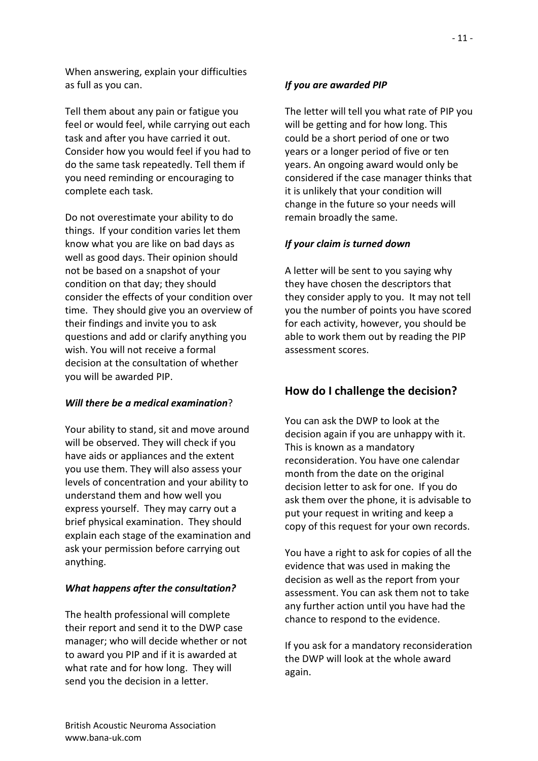When answering, explain your difficulties as full as you can.

Tell them about any pain or fatigue you feel or would feel, while carrying out each task and after you have carried it out. Consider how you would feel if you had to do the same task repeatedly. Tell them if you need reminding or encouraging to complete each task.

Do not overestimate your ability to do things. If your condition varies let them know what you are like on bad days as well as good days. Their opinion should not be based on a snapshot of your condition on that day; they should consider the effects of your condition over time. They should give you an overview of their findings and invite you to ask questions and add or clarify anything you wish. You will not receive a formal decision at the consultation of whether you will be awarded PIP.

***Will there be a medical examination*?**

Your ability to stand, sit and move around will be observed. They will check if you have aids or appliances and the extent you use them. They will also assess your levels of concentration and your ability to understand them and how well you express yourself. They may carry out a brief physical examination. They should explain each stage of the examination and ask your permission before carrying out anything.

***What happens after the consultation?***

The health professional will complete their report and send it to the DWP case manager; who will decide whether or not to award you PIP and if it is awarded at what rate and for how long. They will send you the decision in a letter.

***If you are awarded PIP***

The letter will tell you what rate of PIP you will be getting and for how long. This could be a short period of one or two years or a longer period of five or ten years. An ongoing award would only be considered if the case manager thinks that it is unlikely that your condition will change in the future so your needs will remain broadly the same.

***If your claim is turned down***

A letter will be sent to you saying why they have chosen the descriptors that they consider apply to you. It may not tell you the number of points you have scored for each activity, however, you should be able to work them out by reading the PIP assessment scores.

## How do I challenge the decision?

You can ask the DWP to look at the decision again if you are unhappy with it. This is known as a mandatory reconsideration. You have one calendar month from the date on the original decision letter to ask for one. If you do ask them over the phone, it is advisable to put your request in writing and keep a copy of this request for your own records.

You have a right to ask for copies of all the evidence that was used in making the decision as well as the report from your assessment. You can ask them not to take any further action until you have had the chance to respond to the evidence.

If you ask for a mandatory reconsideration the DWP will look at the whole award again.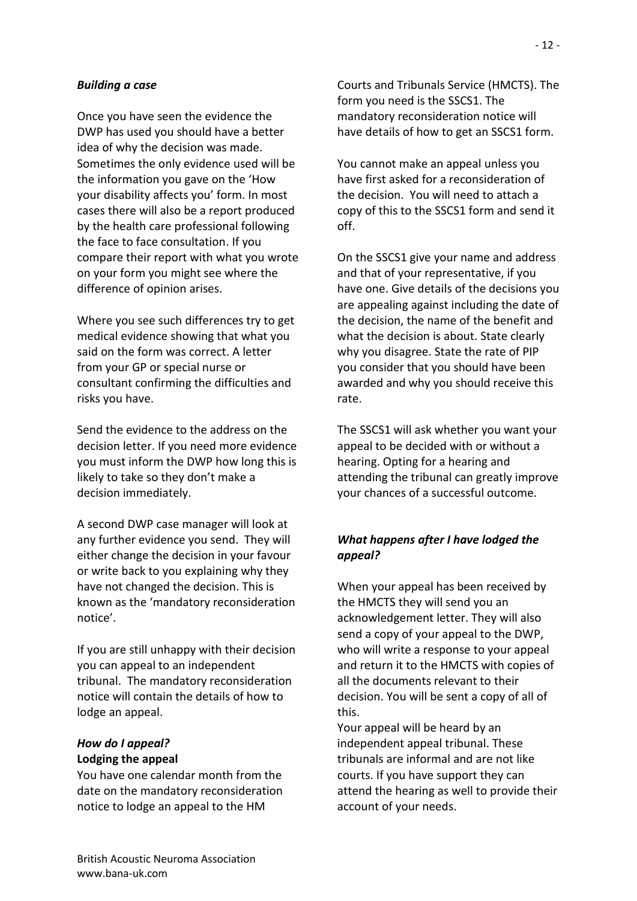***Building a case***

Once you have seen the evidence the DWP has used you should have a better idea of why the decision was made. Sometimes the only evidence used will be the information you gave on the 'How your disability affects you' form. In most cases there will also be a report produced by the health care professional following the face to face consultation. If you compare their report with what you wrote on your form you might see where the difference of opinion arises.

Where you see such differences try to get medical evidence showing that what you said on the form was correct. A letter from your GP or special nurse or consultant confirming the difficulties and risks you have.

Send the evidence to the address on the decision letter. If you need more evidence you must inform the DWP how long this is likely to take so they don't make a decision immediately.

A second DWP case manager will look at any further evidence you send. They will either change the decision in your favour or write back to you explaining why they have not changed the decision. This is known as the 'mandatory reconsideration notice'.

If you are still unhappy with their decision you can appeal to an independent tribunal. The mandatory reconsideration notice will contain the details of how to lodge an appeal.

***How do I appeal?***

**Lodging the appeal**

You have one calendar month from the date on the mandatory reconsideration notice to lodge an appeal to the HM Courts and Tribunals Service (HMCTS). The form you need is the SSCS1. The mandatory reconsideration notice will have details of how to get an SSCS1 form.

You cannot make an appeal unless you have first asked for a reconsideration of the decision. You will need to attach a copy of this to the SSCS1 form and send it off.

On the SSCS1 give your name and address and that of your representative, if you have one. Give details of the decisions you are appealing against including the date of the decision, the name of the benefit and what the decision is about. State clearly why you disagree. State the rate of PIP you consider that you should have been awarded and why you should receive this rate.

The SSCS1 will ask whether you want your appeal to be decided with or without a hearing. Opting for a hearing and attending the tribunal can greatly improve your chances of a successful outcome.

***What happens after I have lodged the appeal?***

When your appeal has been received by the HMCTS they will send you an acknowledgement letter. They will also send a copy of your appeal to the DWP, who will write a response to your appeal and return it to the HMCTS with copies of all the documents relevant to their decision. You will be sent a copy of all of this.

Your appeal will be heard by an independent appeal tribunal. These tribunals are informal and are not like courts. If you have support they can attend the hearing as well to provide their account of your needs.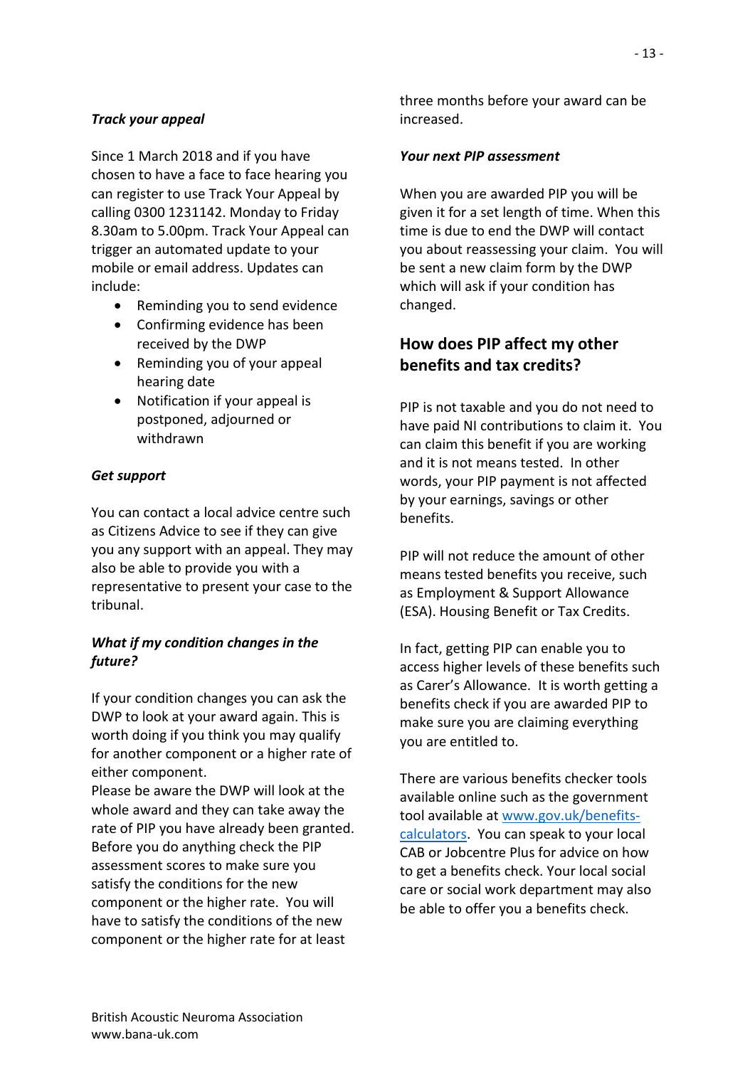***Track your appeal***

Since 1 March 2018 and if you have chosen to have a face to face hearing you can register to use Track Your Appeal by calling 0300 1231142. Monday to Friday 8.30am to 5.00pm. Track Your Appeal can trigger an automated update to your mobile or email address. Updates can include:

- Reminding you to send evidence
- Confirming evidence has been received by the DWP
- Reminding you of your appeal hearing date
- Notification if your appeal is postponed, adjourned or withdrawn

***Get support***

You can contact a local advice centre such as Citizens Advice to see if they can give you any support with an appeal. They may also be able to provide you with a representative to present your case to the tribunal.

***What if my condition changes in the future?***

If your condition changes you can ask the DWP to look at your award again. This is worth doing if you think you may qualify for another component or a higher rate of either component.
Please be aware the DWP will look at the whole award and they can take away the rate of PIP you have already been granted. Before you do anything check the PIP assessment scores to make sure you satisfy the conditions for the new component or the higher rate. You will have to satisfy the conditions of the new component or the higher rate for at least three months before your award can be increased.

***Your next PIP assessment***

When you are awarded PIP you will be given it for a set length of time. When this time is due to end the DWP will contact you about reassessing your claim. You will be sent a new claim form by the DWP which will ask if your condition has changed.

## How does PIP affect my other benefits and tax credits?

PIP is not taxable and you do not need to have paid NI contributions to claim it. You can claim this benefit if you are working and it is not means tested. In other words, your PIP payment is not affected by your earnings, savings or other benefits.

PIP will not reduce the amount of other means tested benefits you receive, such as Employment & Support Allowance (ESA). Housing Benefit or Tax Credits.

In fact, getting PIP can enable you to access higher levels of these benefits such as Carer's Allowance. It is worth getting a benefits check if you are awarded PIP to make sure you are claiming everything you are entitled to.

There are various benefits checker tools available online such as the government tool available at [www.gov.uk/benefits-calculators](http://www.gov.uk/benefits-calculators). You can speak to your local CAB or Jobcentre Plus for advice on how to get a benefits check. Your local social care or social work department may also be able to offer you a benefits check.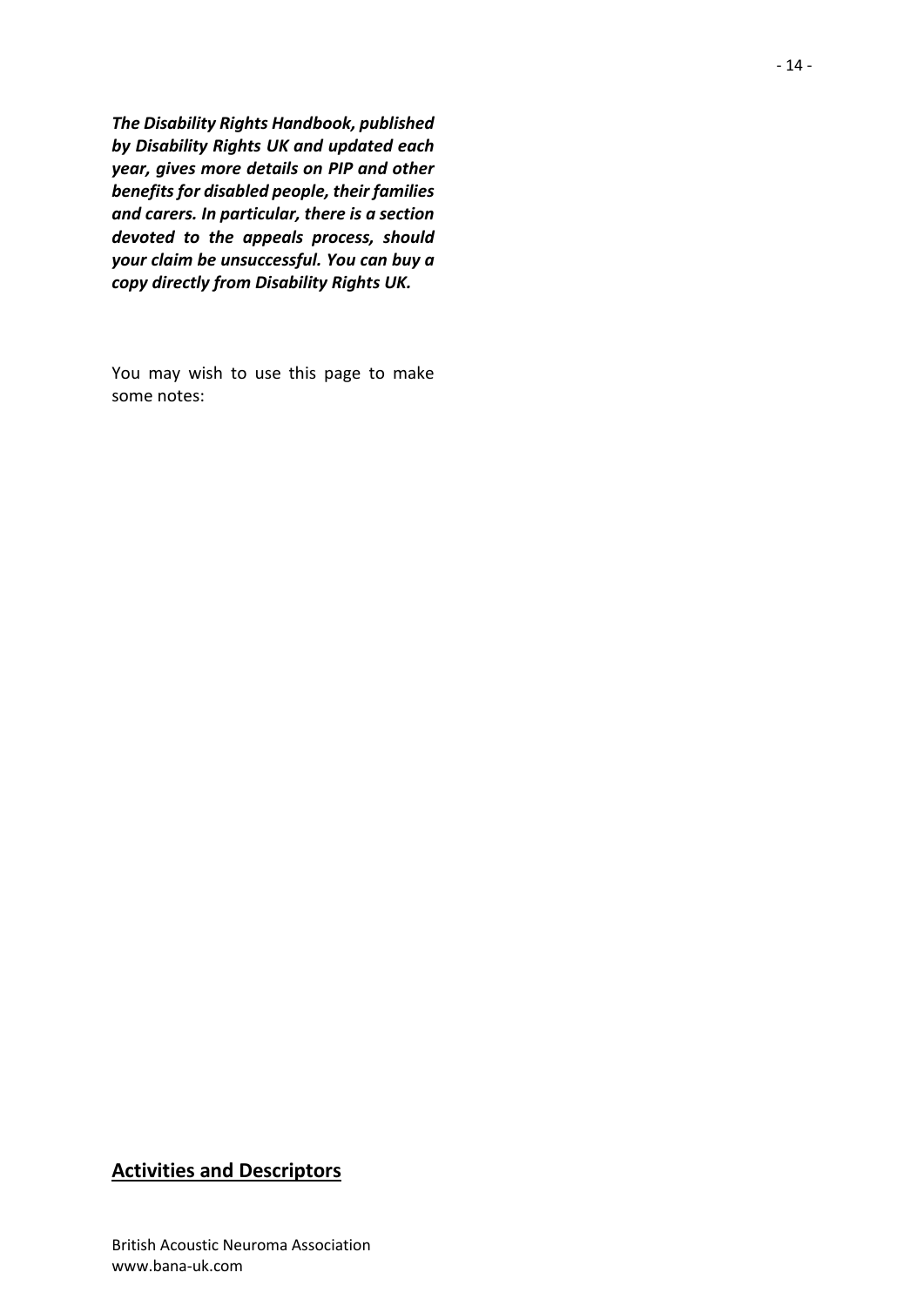***The Disability Rights Handbook, published by Disability Rights UK and updated each year, gives more details on PIP and other benefits for disabled people, their families and carers. In particular, there is a section devoted to the appeals process, should your claim be unsuccessful. You can buy a copy directly from Disability Rights UK.***

You may wish to use this page to make some notes:

## Activities and Descriptors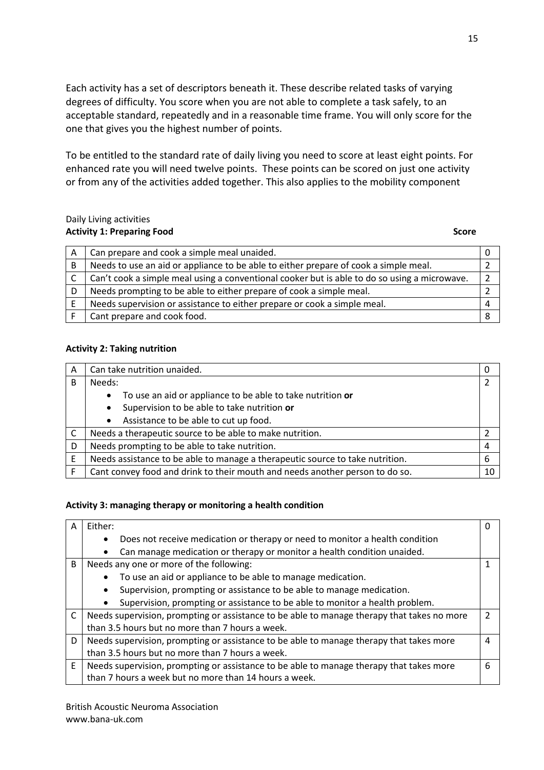Each activity has a set of descriptors beneath it. These describe related tasks of varying degrees of difficulty. You score when you are not able to complete a task safely, to an acceptable standard, repeatedly and in a reasonable time frame. You will only score for the one that gives you the highest number of points.

To be entitled to the standard rate of daily living you need to score at least eight points. For enhanced rate you will need twelve points. These points can be scored on just one activity or from any of the activities added together. This also applies to the mobility component

Daily Living activities

**Activity 1: Preparing Food** **Score**

| | | |
|---|---|---|
| A | Can prepare and cook a simple meal unaided. | 0 |
| B | Needs to use an aid or appliance to be able to either prepare of cook a simple meal. | 2 |
| C | Can't cook a simple meal using a conventional cooker but is able to do so using a microwave. | 2 |
| D | Needs prompting to be able to either prepare of cook a simple meal. | 2 |
| E | Needs supervision or assistance to either prepare or cook a simple meal. | 4 |
| F | Cant prepare and cook food. | 8 |

**Activity 2: Taking nutrition**

| | | |
|---|---|---|
| A | Can take nutrition unaided. | 0 |
| B | Needs:<br>• To use an aid or appliance to be able to take nutrition **or**<br>• Supervision to be able to take nutrition **or**<br>• Assistance to be able to cut up food. | 2 |
| C | Needs a therapeutic source to be able to make nutrition. | 2 |
| D | Needs prompting to be able to take nutrition. | 4 |
| E | Needs assistance to be able to manage a therapeutic source to take nutrition. | 6 |
| F | Cant convey food and drink to their mouth and needs another person to do so. | 10 |

**Activity 3: managing therapy or monitoring a health condition**

| | | |
|---|---|---|
| A | Either:<br>• Does not receive medication or therapy or need to monitor a health condition<br>• Can manage medication or therapy or monitor a health condition unaided. | 0 |
| B | Needs any one or more of the following:<br>• To use an aid or appliance to be able to manage medication.<br>• Supervision, prompting or assistance to be able to manage medication.<br>• Supervision, prompting or assistance to be able to monitor a health problem. | 1 |
| C | Needs supervision, prompting or assistance to be able to manage therapy that takes no more than 3.5 hours but no more than 7 hours a week. | 2 |
| D | Needs supervision, prompting or assistance to be able to manage therapy that takes more than 3.5 hours but no more than 7 hours a week. | 4 |
| E | Needs supervision, prompting or assistance to be able to manage therapy that takes more than 7 hours a week but no more than 14 hours a week. | 6 |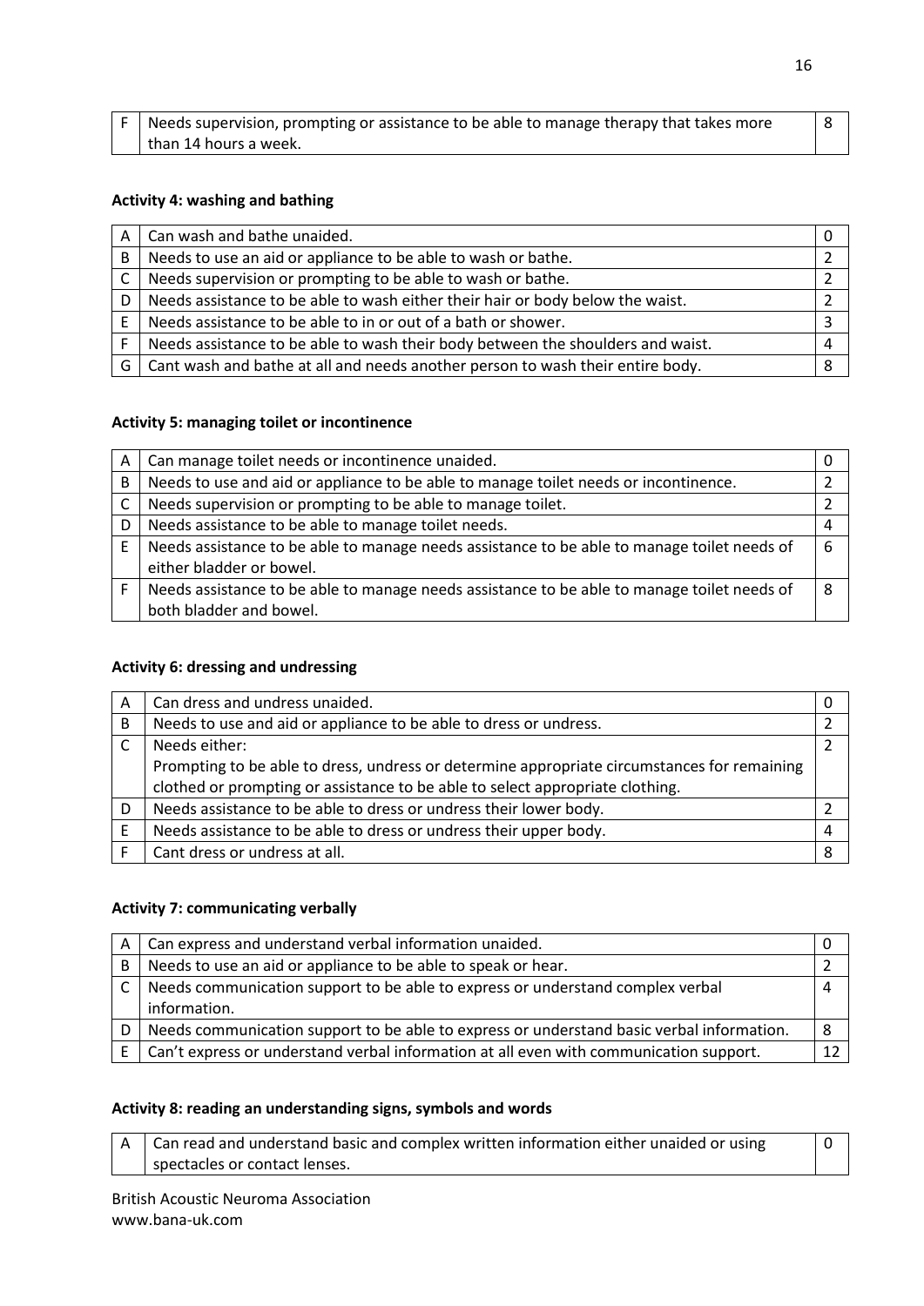| F | Needs supervision, prompting or assistance to be able to manage therapy that takes more than 14 hours a week. | 8 |
|---|---|---|

**Activity 4: washing and bathing**

| A | Can wash and bathe unaided. | 0 |
|---|---|---|
| B | Needs to use an aid or appliance to be able to wash or bathe. | 2 |
| C | Needs supervision or prompting to be able to wash or bathe. | 2 |
| D | Needs assistance to be able to wash either their hair or body below the waist. | 2 |
| E | Needs assistance to be able to in or out of a bath or shower. | 3 |
| F | Needs assistance to be able to wash their body between the shoulders and waist. | 4 |
| G | Cant wash and bathe at all and needs another person to wash their entire body. | 8 |

**Activity 5: managing toilet or incontinence**

| A | Can manage toilet needs or incontinence unaided. | 0 |
|---|---|---|
| B | Needs to use and aid or appliance to be able to manage toilet needs or incontinence. | 2 |
| C | Needs supervision or prompting to be able to manage toilet. | 2 |
| D | Needs assistance to be able to manage toilet needs. | 4 |
| E | Needs assistance to be able to manage needs assistance to be able to manage toilet needs of either bladder or bowel. | 6 |
| F | Needs assistance to be able to manage needs assistance to be able to manage toilet needs of both bladder and bowel. | 8 |

**Activity 6: dressing and undressing**

| A | Can dress and undress unaided. | 0 |
|---|---|---|
| B | Needs to use and aid or appliance to be able to dress or undress. | 2 |
| C | Needs either: Prompting to be able to dress, undress or determine appropriate circumstances for remaining clothed or prompting or assistance to be able to select appropriate clothing. | 2 |
| D | Needs assistance to be able to dress or undress their lower body. | 2 |
| E | Needs assistance to be able to dress or undress their upper body. | 4 |
| F | Cant dress or undress at all. | 8 |

**Activity 7: communicating verbally**

| A | Can express and understand verbal information unaided. | 0 |
|---|---|---|
| B | Needs to use an aid or appliance to be able to speak or hear. | 2 |
| C | Needs communication support to be able to express or understand complex verbal information. | 4 |
| D | Needs communication support to be able to express or understand basic verbal information. | 8 |
| E | Can't express or understand verbal information at all even with communication support. | 12 |

**Activity 8: reading an understanding signs, symbols and words**

| A | Can read and understand basic and complex written information either unaided or using spectacles or contact lenses. | 0 |
|---|---|---|

British Acoustic Neuroma Association
www.bana-uk.com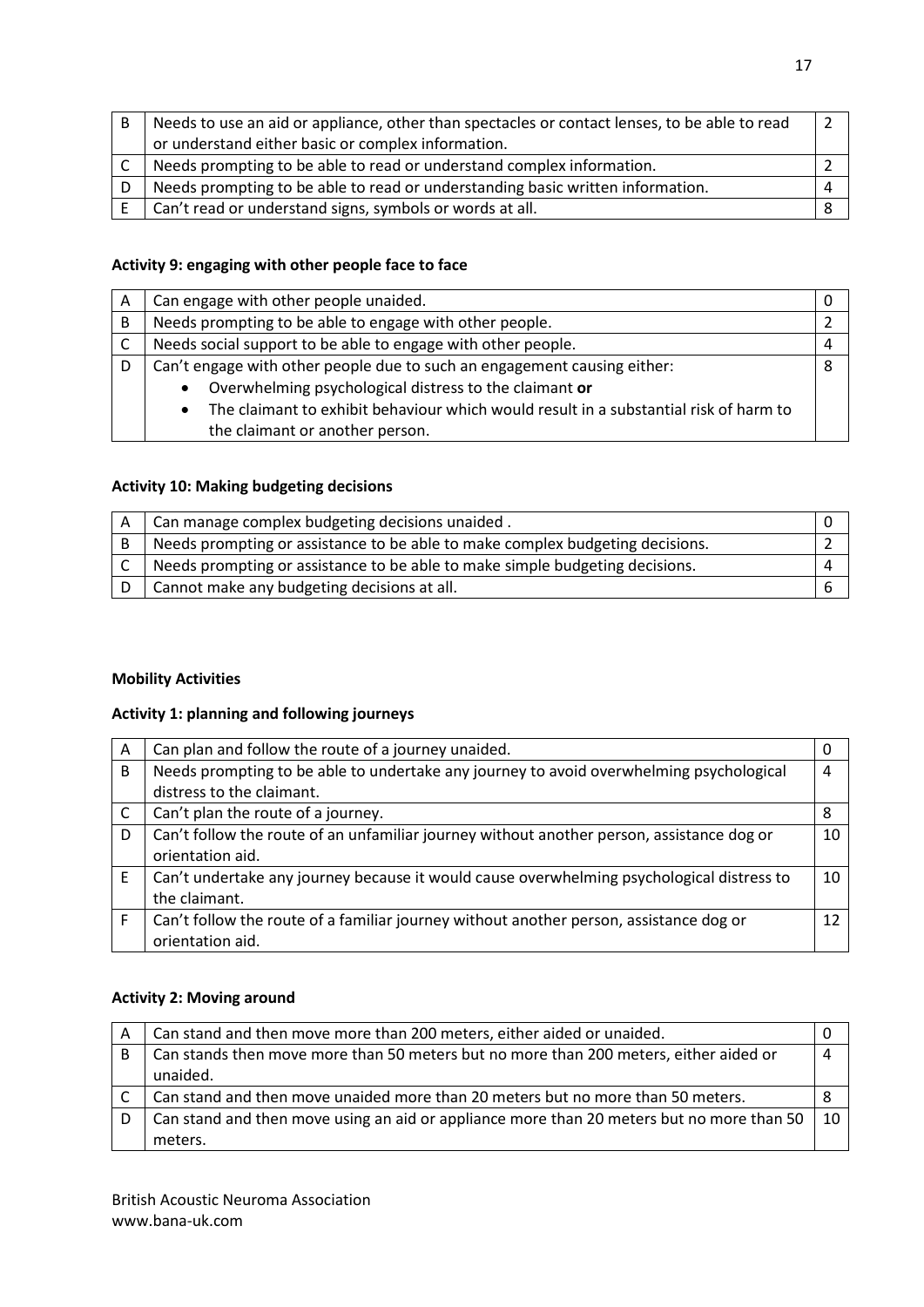| B | Needs to use an aid or appliance, other than spectacles or contact lenses, to be able to read or understand either basic or complex information. | 2 |
|---|---|---|
| C | Needs prompting to be able to read or understand complex information. | 2 |
| D | Needs prompting to be able to read or understanding basic written information. | 4 |
| E | Can't read or understand signs, symbols or words at all. | 8 |

**Activity 9: engaging with other people face to face**

| A | Can engage with other people unaided. | 0 |
|---|---|---|
| B | Needs prompting to be able to engage with other people. | 2 |
| C | Needs social support to be able to engage with other people. | 4 |
| D | Can't engage with other people due to such an engagement causing either:<br>• Overwhelming psychological distress to the claimant **or**<br>• The claimant to exhibit behaviour which would result in a substantial risk of harm to the claimant or another person. | 8 |

**Activity 10: Making budgeting decisions**

| A | Can manage complex budgeting decisions unaided . | 0 |
|---|---|---|
| B | Needs prompting or assistance to be able to make complex budgeting decisions. | 2 |
| C | Needs prompting or assistance to be able to make simple budgeting decisions. | 4 |
| D | Cannot make any budgeting decisions at all. | 6 |

**Mobility Activities**

**Activity 1: planning and following journeys**

| A | Can plan and follow the route of a journey unaided. | 0 |
|---|---|---|
| B | Needs prompting to be able to undertake any journey to avoid overwhelming psychological distress to the claimant. | 4 |
| C | Can't plan the route of a journey. | 8 |
| D | Can't follow the route of an unfamiliar journey without another person, assistance dog or orientation aid. | 10 |
| E | Can't undertake any journey because it would cause overwhelming psychological distress to the claimant. | 10 |
| F | Can't follow the route of a familiar journey without another person, assistance dog or orientation aid. | 12 |

**Activity 2: Moving around**

| A | Can stand and then move more than 200 meters, either aided or unaided. | 0 |
|---|---|---|
| B | Can stands then move more than 50 meters but no more than 200 meters, either aided or unaided. | 4 |
| C | Can stand and then move unaided more than 20 meters but no more than 50 meters. | 8 |
| D | Can stand and then move using an aid or appliance more than 20 meters but no more than 50 meters. | 10 |

British Acoustic Neuroma Association
www.bana-uk.com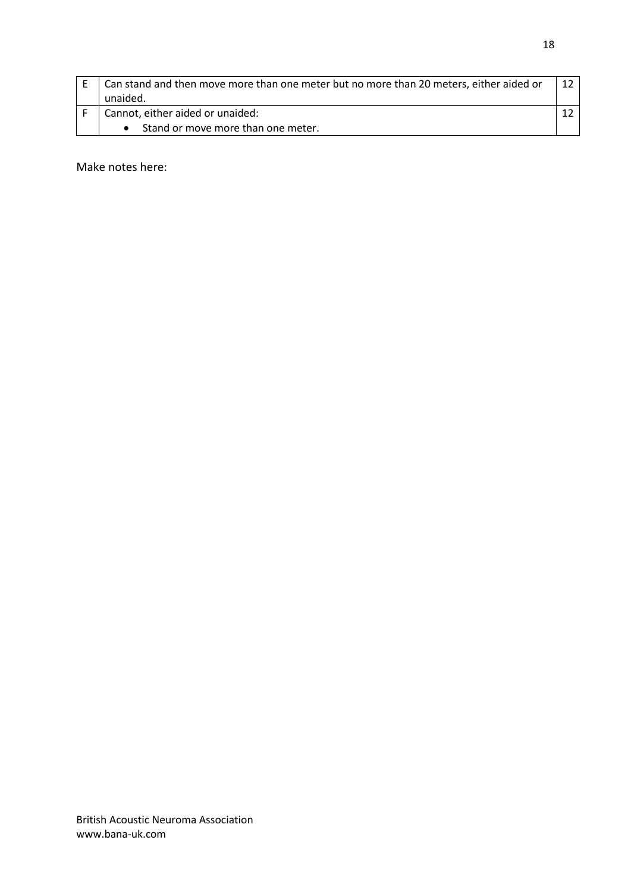| | | |
|---|---|---|
| E | Can stand and then move more than one meter but no more than 20 meters, either aided or unaided. | 12 |
| F | Cannot, either aided or unaided:<br>• Stand or move more than one meter. | 12 |

Make notes here: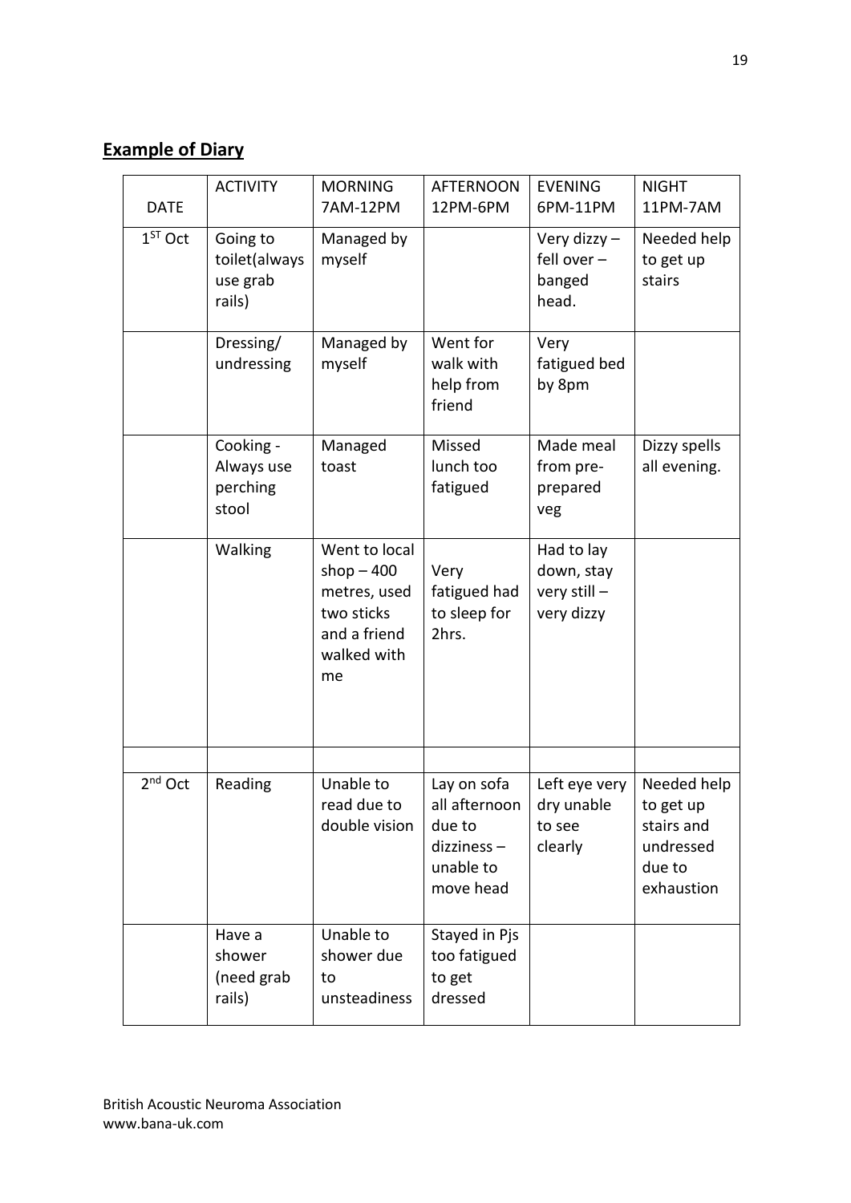## **Example of Diary**

| DATE | ACTIVITY | MORNING 7AM-12PM | AFTERNOON 12PM-6PM | EVENING 6PM-11PM | NIGHT 11PM-7AM |
|---|---|---|---|---|---|
| 1ST Oct | Going to toilet(always use grab rails) | Managed by myself | | Very dizzy – fell over – banged head. | Needed help to get up stairs |
| | Dressing/ undressing | Managed by myself | Went for walk with help from friend | Very fatigued bed by 8pm | |
| | Cooking - Always use perching stool | Managed toast | Missed lunch too fatigued | Made meal from pre-prepared veg | Dizzy spells all evening. |
| | Walking | Went to local shop – 400 metres, used two sticks and a friend walked with me | Very fatigued had to sleep for 2hrs. | Had to lay down, stay very still – very dizzy | |
| | | | | | |
| 2nd Oct | Reading | Unable to read due to double vision | Lay on sofa all afternoon due to dizziness – unable to move head | Left eye very dry unable to see clearly | Needed help to get up stairs and undressed due to exhaustion |
| | Have a shower (need grab rails) | Unable to shower due to unsteadiness | Stayed in Pjs too fatigued to get dressed | | |

British Acoustic Neuroma Association
www.bana-uk.com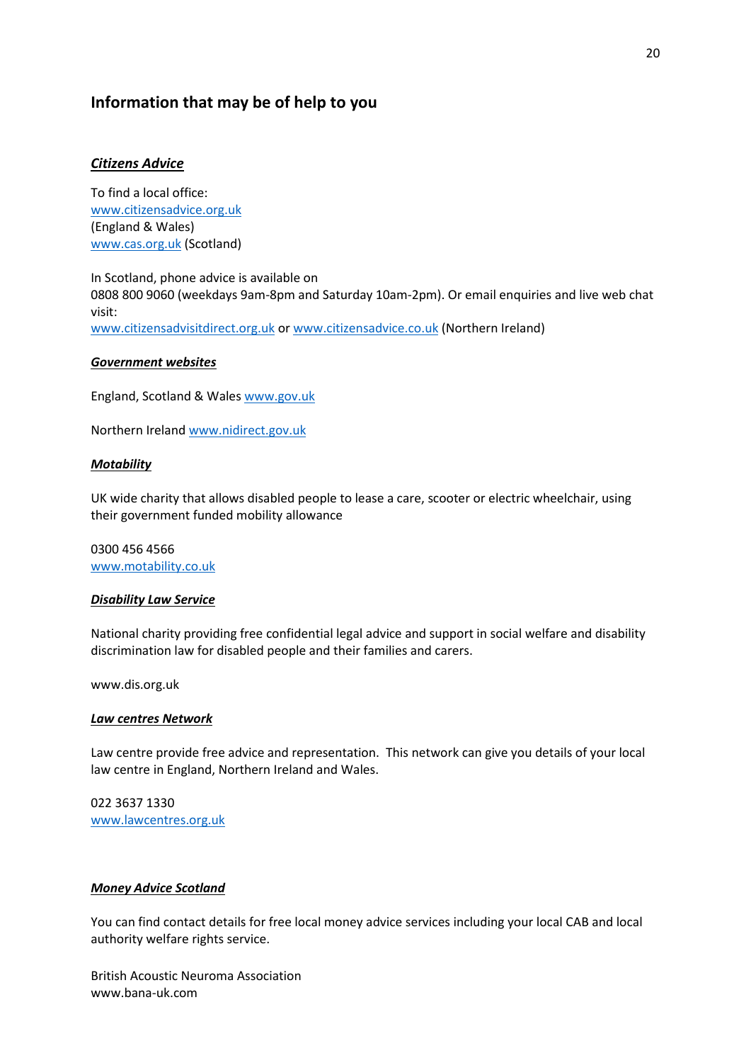## Information that may be of help to you

***Citizens Advice***

To find a local office:
[www.citizensadvice.org.uk](http://www.citizensadvice.org.uk)
(England & Wales)
[www.cas.org.uk](http://www.cas.org.uk) (Scotland)

In Scotland, phone advice is available on
0808 800 9060 (weekdays 9am-8pm and Saturday 10am-2pm). Or email enquiries and live web chat visit:
[www.citizensadvisitdirect.org.uk](http://www.citizensadvisitdirect.org.uk) or [www.citizensadvice.co.uk](http://www.citizensadvice.co.uk) (Northern Ireland)

***Government websites***

England, Scotland & Wales [www.gov.uk](http://www.gov.uk)

Northern Ireland [www.nidirect.gov.uk](http://www.nidirect.gov.uk)

***Motability***

UK wide charity that allows disabled people to lease a care, scooter or electric wheelchair, using their government funded mobility allowance

0300 456 4566
[www.motability.co.uk](http://www.motability.co.uk)

***Disability Law Service***

National charity providing free confidential legal advice and support in social welfare and disability discrimination law for disabled people and their families and carers.

www.dis.org.uk

***Law centres Network***

Law centre provide free advice and representation. This network can give you details of your local law centre in England, Northern Ireland and Wales.

022 3637 1330
[www.lawcentres.org.uk](http://www.lawcentres.org.uk)

***Money Advice Scotland***

You can find contact details for free local money advice services including your local CAB and local authority welfare rights service.

British Acoustic Neuroma Association
www.bana-uk.com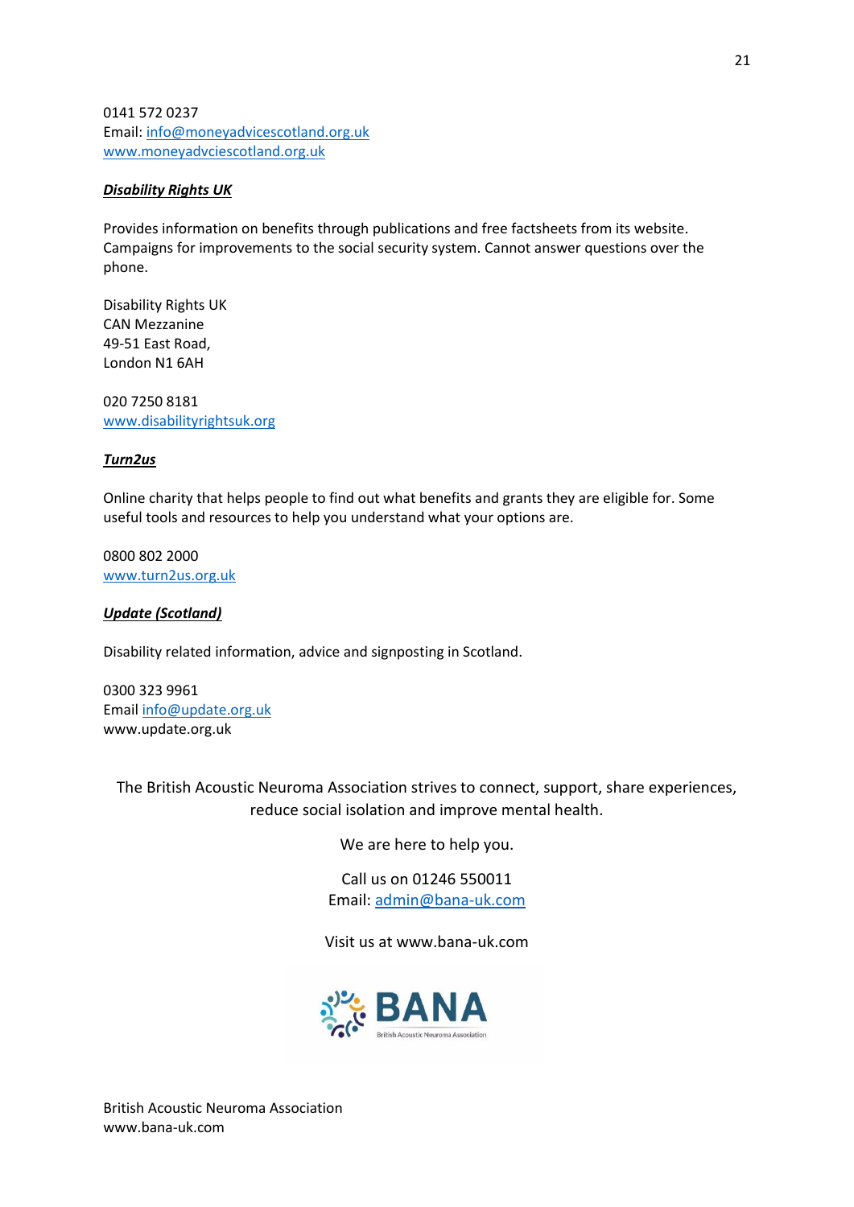0141 572 0237
Email: info@moneyadvicescotland.org.uk
www.moneyadvciescotland.org.uk

***Disability Rights UK***

Provides information on benefits through publications and free factsheets from its website. Campaigns for improvements to the social security system. Cannot answer questions over the phone.

Disability Rights UK
CAN Mezzanine
49-51 East Road,
London N1 6AH

020 7250 8181
www.disabilityrightsuk.org

***Turn2us***

Online charity that helps people to find out what benefits and grants they are eligible for. Some useful tools and resources to help you understand what your options are.

0800 802 2000
www.turn2us.org.uk

***Update (Scotland)***

Disability related information, advice and signposting in Scotland.

0300 323 9961
Email info@update.org.uk
www.update.org.uk

The British Acoustic Neuroma Association strives to connect, support, share experiences, reduce social isolation and improve mental health.

We are here to help you.

Call us on 01246 550011
Email: admin@bana-uk.com

Visit us at www.bana-uk.com

BANA
British Acoustic Neuroma Association